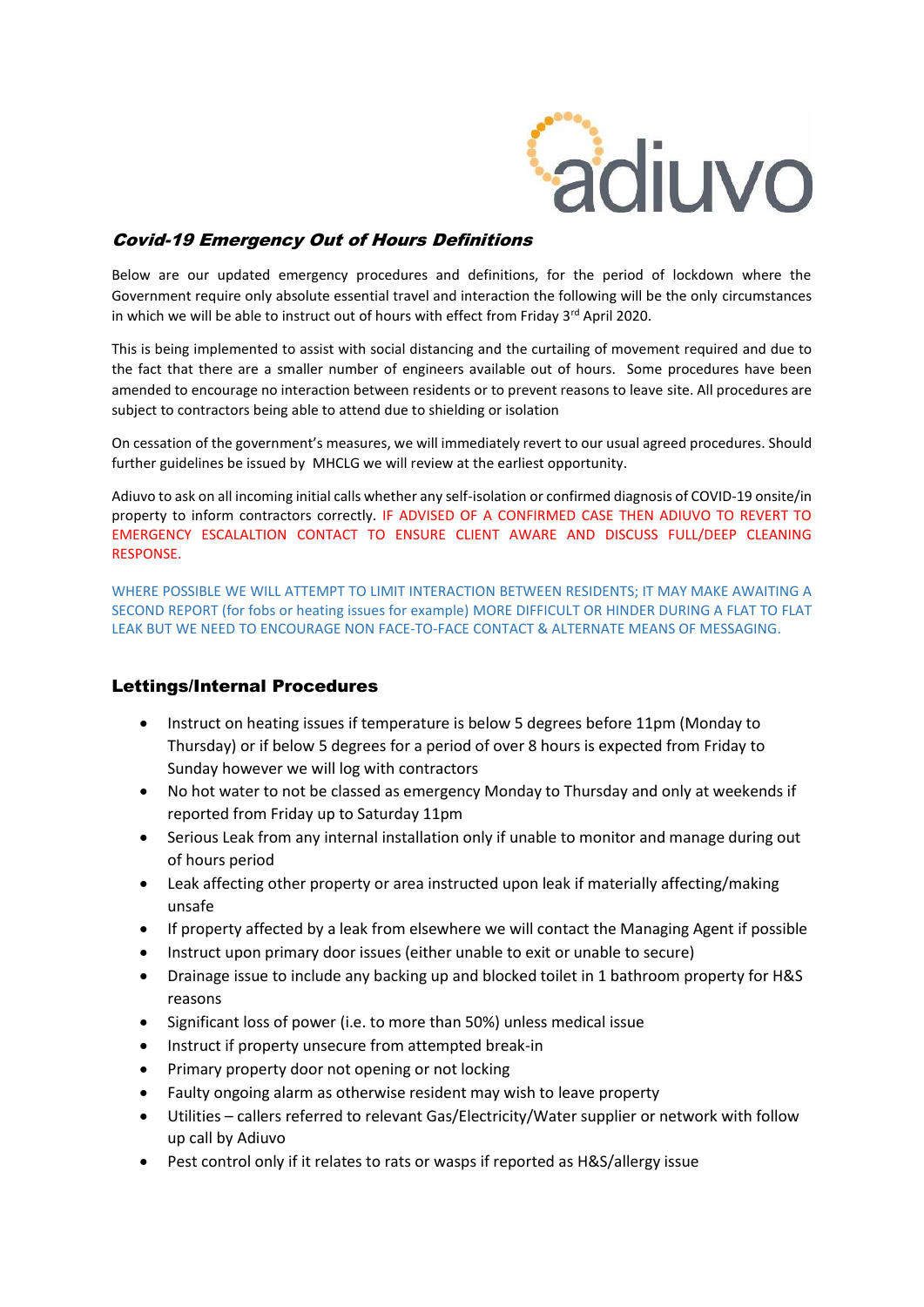## *Covid-19 Emergency Out of Hours Definitions*

Below are our updated emergency procedures and definitions, for the period of lockdown where the Government require only absolute essential travel and interaction the following will be the only circumstances in which we will be able to instruct out of hours with effect from Friday 3rd April 2020.

This is being implemented to assist with social distancing and the curtailing of movement required and due to the fact that there are a smaller number of engineers available out of hours. Some procedures have been amended to encourage no interaction between residents or to prevent reasons to leave site. All procedures are subject to contractors being able to attend due to shielding or isolation

On cessation of the government's measures, we will immediately revert to our usual agreed procedures. Should further guidelines be issued by MHCLG we will review at the earliest opportunity.

Adiuvo to ask on all incoming initial calls whether any self-isolation or confirmed diagnosis of COVID-19 onsite/in property to inform contractors correctly. IF ADVISED OF A CONFIRMED CASE THEN ADIUVO TO REVERT TO EMERGENCY ESCALALTION CONTACT TO ENSURE CLIENT AWARE AND DISCUSS FULL/DEEP CLEANING RESPONSE.

WHERE POSSIBLE WE WILL ATTEMPT TO LIMIT INTERACTION BETWEEN RESIDENTS; IT MAY MAKE AWAITING A SECOND REPORT (for fobs or heating issues for example) MORE DIFFICULT OR HINDER DURING A FLAT TO FLAT LEAK BUT WE NEED TO ENCOURAGE NON FACE-TO-FACE CONTACT & ALTERNATE MEANS OF MESSAGING.

## Lettings/Internal Procedures

- Instruct on heating issues if temperature is below 5 degrees before 11pm (Monday to Thursday) or if below 5 degrees for a period of over 8 hours is expected from Friday to Sunday however we will log with contractors
- No hot water to not be classed as emergency Monday to Thursday and only at weekends if reported from Friday up to Saturday 11pm
- Serious Leak from any internal installation only if unable to monitor and manage during out of hours period
- Leak affecting other property or area instructed upon leak if materially affecting/making unsafe
- If property affected by a leak from elsewhere we will contact the Managing Agent if possible
- Instruct upon primary door issues (either unable to exit or unable to secure)
- Drainage issue to include any backing up and blocked toilet in 1 bathroom property for H&S reasons
- Significant loss of power (i.e. to more than 50%) unless medical issue
- Instruct if property unsecure from attempted break-in
- Primary property door not opening or not locking
- Faulty ongoing alarm as otherwise resident may wish to leave property
- Utilities – callers referred to relevant Gas/Electricity/Water supplier or network with follow up call by Adiuvo
- Pest control only if it relates to rats or wasps if reported as H&S/allergy issue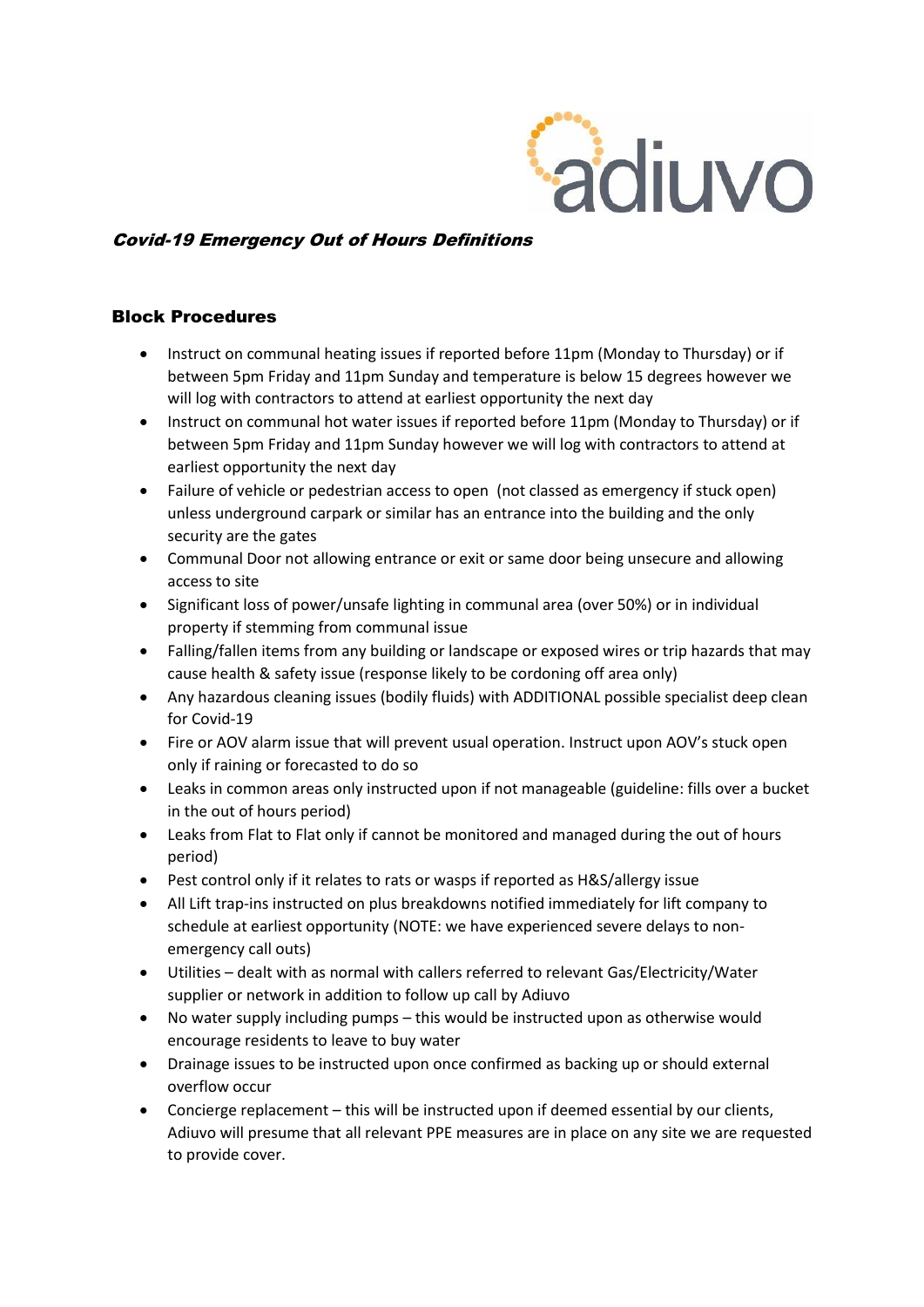***Covid-19 Emergency Out of Hours Definitions***

## Block Procedures

- Instruct on communal heating issues if reported before 11pm (Monday to Thursday) or if between 5pm Friday and 11pm Sunday and temperature is below 15 degrees however we will log with contractors to attend at earliest opportunity the next day
- Instruct on communal hot water issues if reported before 11pm (Monday to Thursday) or if between 5pm Friday and 11pm Sunday however we will log with contractors to attend at earliest opportunity the next day
- Failure of vehicle or pedestrian access to open (not classed as emergency if stuck open) unless underground carpark or similar has an entrance into the building and the only security are the gates
- Communal Door not allowing entrance or exit or same door being unsecure and allowing access to site
- Significant loss of power/unsafe lighting in communal area (over 50%) or in individual property if stemming from communal issue
- Falling/fallen items from any building or landscape or exposed wires or trip hazards that may cause health & safety issue (response likely to be cordoning off area only)
- Any hazardous cleaning issues (bodily fluids) with ADDITIONAL possible specialist deep clean for Covid-19
- Fire or AOV alarm issue that will prevent usual operation. Instruct upon AOV's stuck open only if raining or forecasted to do so
- Leaks in common areas only instructed upon if not manageable (guideline: fills over a bucket in the out of hours period)
- Leaks from Flat to Flat only if cannot be monitored and managed during the out of hours period)
- Pest control only if it relates to rats or wasps if reported as H&S/allergy issue
- All Lift trap-ins instructed on plus breakdowns notified immediately for lift company to schedule at earliest opportunity (NOTE: we have experienced severe delays to non-emergency call outs)
- Utilities – dealt with as normal with callers referred to relevant Gas/Electricity/Water supplier or network in addition to follow up call by Adiuvo
- No water supply including pumps – this would be instructed upon as otherwise would encourage residents to leave to buy water
- Drainage issues to be instructed upon once confirmed as backing up or should external overflow occur
- Concierge replacement – this will be instructed upon if deemed essential by our clients, Adiuvo will presume that all relevant PPE measures are in place on any site we are requested to provide cover.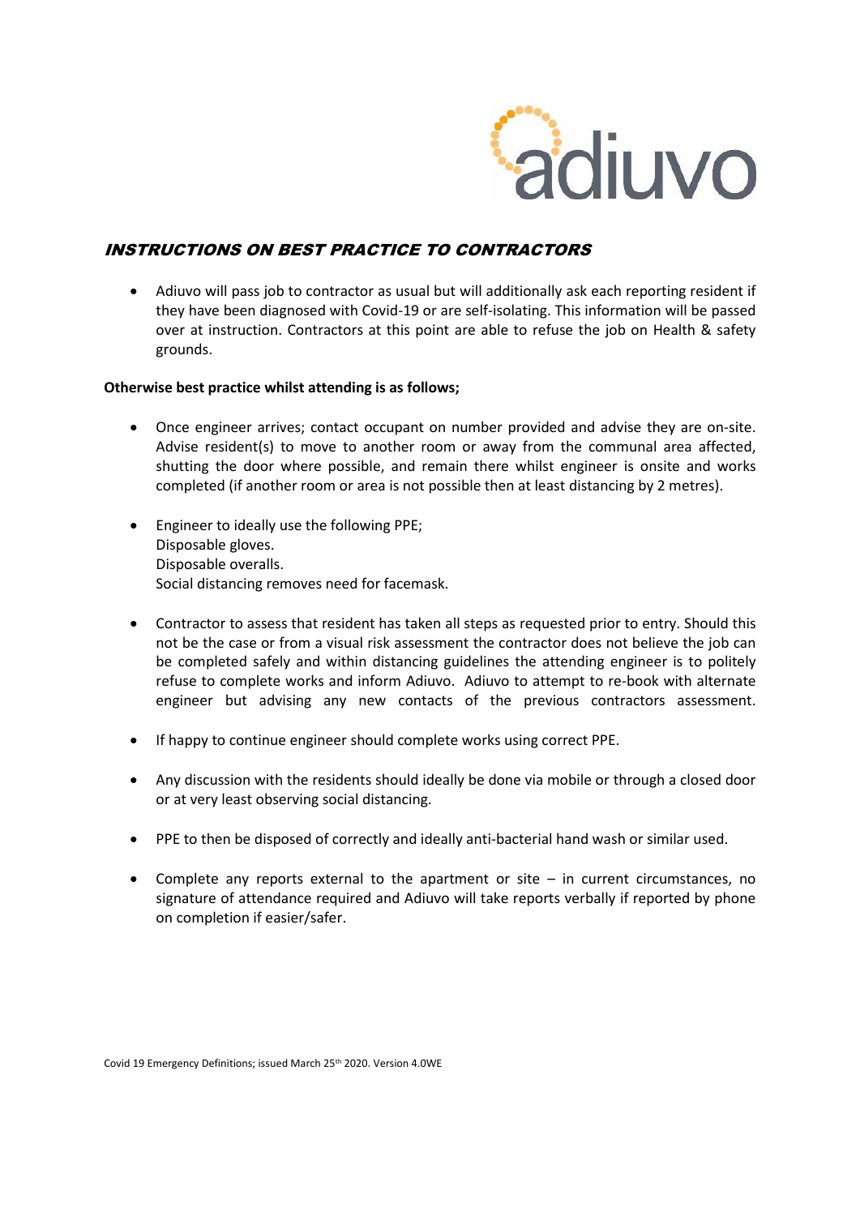## *INSTRUCTIONS ON BEST PRACTICE TO CONTRACTORS*

- Adiuvo will pass job to contractor as usual but will additionally ask each reporting resident if they have been diagnosed with Covid-19 or are self-isolating. This information will be passed over at instruction. Contractors at this point are able to refuse the job on Health & safety grounds.

**Otherwise best practice whilst attending is as follows;**

- Once engineer arrives; contact occupant on number provided and advise they are on-site. Advise resident(s) to move to another room or away from the communal area affected, shutting the door where possible, and remain there whilst engineer is onsite and works completed (if another room or area is not possible then at least distancing by 2 metres).
- Engineer to ideally use the following PPE;
  Disposable gloves.
  Disposable overalls.
  Social distancing removes need for facemask.
- Contractor to assess that resident has taken all steps as requested prior to entry. Should this not be the case or from a visual risk assessment the contractor does not believe the job can be completed safely and within distancing guidelines the attending engineer is to politely refuse to complete works and inform Adiuvo. Adiuvo to attempt to re-book with alternate engineer but advising any new contacts of the previous contractors assessment.
- If happy to continue engineer should complete works using correct PPE.
- Any discussion with the residents should ideally be done via mobile or through a closed door or at very least observing social distancing.
- PPE to then be disposed of correctly and ideally anti-bacterial hand wash or similar used.
- Complete any reports external to the apartment or site – in current circumstances, no signature of attendance required and Adiuvo will take reports verbally if reported by phone on completion if easier/safer.